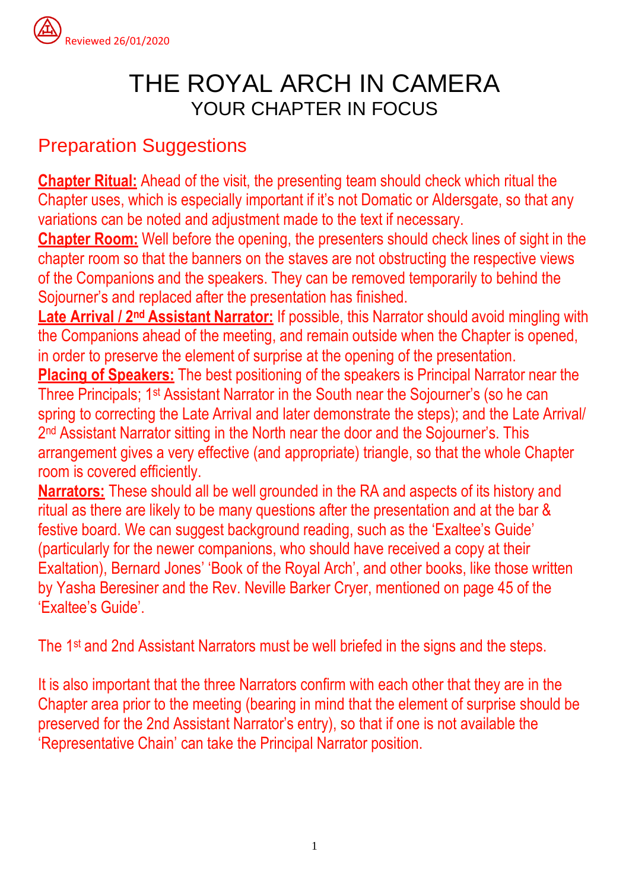Reviewed 26/01/2020

# THE ROYAL ARCH IN CAMERA

## YOUR CHAPTER IN FOCUS

## Preparation Suggestions

**Chapter Ritual:** Ahead of the visit, the presenting team should check which ritual the Chapter uses, which is especially important if it's not Domatic or Aldersgate, so that any variations can be noted and adjustment made to the text if necessary.

**Chapter Room:** Well before the opening, the presenters should check lines of sight in the chapter room so that the banners on the staves are not obstructing the respective views of the Companions and the speakers. They can be removed temporarily to behind the Sojourner's and replaced after the presentation has finished.

**Late Arrival / 2nd Assistant Narrator:** If possible, this Narrator should avoid mingling with the Companions ahead of the meeting, and remain outside when the Chapter is opened, in order to preserve the element of surprise at the opening of the presentation.

**Placing of Speakers:** The best positioning of the speakers is Principal Narrator near the Three Principals; 1st Assistant Narrator in the South near the Sojourner's (so he can spring to correcting the Late Arrival and later demonstrate the steps); and the Late Arrival/ 2nd Assistant Narrator sitting in the North near the door and the Sojourner's. This arrangement gives a very effective (and appropriate) triangle, so that the whole Chapter room is covered efficiently.

**Narrators:** These should all be well grounded in the RA and aspects of its history and ritual as there are likely to be many questions after the presentation and at the bar & festive board. We can suggest background reading, such as the 'Exaltee's Guide' (particularly for the newer companions, who should have received a copy at their Exaltation), Bernard Jones' 'Book of the Royal Arch', and other books, like those written by Yasha Beresiner and the Rev. Neville Barker Cryer, mentioned on page 45 of the 'Exaltee's Guide'.

The 1st and 2nd Assistant Narrators must be well briefed in the signs and the steps.

It is also important that the three Narrators confirm with each other that they are in the Chapter area prior to the meeting (bearing in mind that the element of surprise should be preserved for the 2nd Assistant Narrator's entry), so that if one is not available the 'Representative Chain' can take the Principal Narrator position.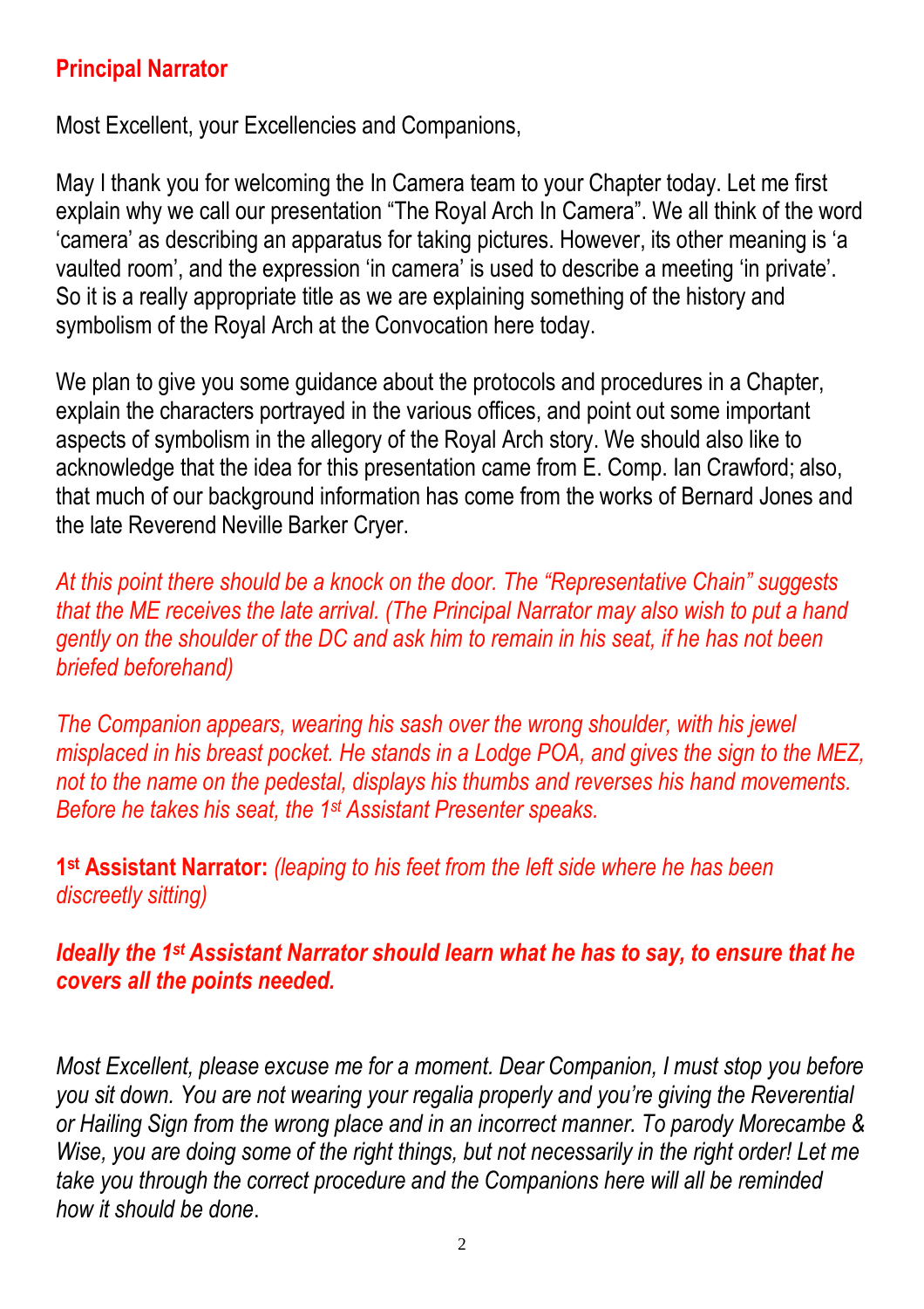**Principal Narrator**

Most Excellent, your Excellencies and Companions,

May I thank you for welcoming the In Camera team to your Chapter today. Let me first explain why we call our presentation "The Royal Arch In Camera". We all think of the word 'camera' as describing an apparatus for taking pictures. However, its other meaning is 'a vaulted room', and the expression 'in camera' is used to describe a meeting 'in private'. So it is a really appropriate title as we are explaining something of the history and symbolism of the Royal Arch at the Convocation here today.

We plan to give you some guidance about the protocols and procedures in a Chapter, explain the characters portrayed in the various offices, and point out some important aspects of symbolism in the allegory of the Royal Arch story. We should also like to acknowledge that the idea for this presentation came from E. Comp. Ian Crawford; also, that much of our background information has come from the works of Bernard Jones and the late Reverend Neville Barker Cryer.

*At this point there should be a knock on the door. The "Representative Chain" suggests that the ME receives the late arrival. (The Principal Narrator may also wish to put a hand gently on the shoulder of the DC and ask him to remain in his seat, if he has not been briefed beforehand)*

*The Companion appears, wearing his sash over the wrong shoulder, with his jewel misplaced in his breast pocket. He stands in a Lodge POA, and gives the sign to the MEZ, not to the name on the pedestal, displays his thumbs and reverses his hand movements. Before he takes his seat, the 1st Assistant Presenter speaks.*

**1st Assistant Narrator:** *(leaping to his feet from the left side where he has been discreetly sitting)*

***Ideally the 1st Assistant Narrator should learn what he has to say, to ensure that he covers all the points needed.***

*Most Excellent, please excuse me for a moment. Dear Companion, I must stop you before you sit down. You are not wearing your regalia properly and you're giving the Reverential or Hailing Sign from the wrong place and in an incorrect manner. To parody Morecambe & Wise, you are doing some of the right things, but not necessarily in the right order! Let me take you through the correct procedure and the Companions here will all be reminded how it should be done*.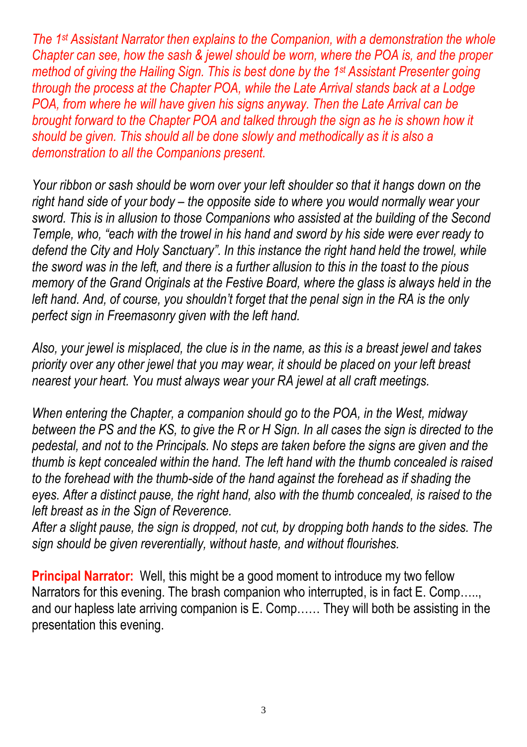*The 1st Assistant Narrator then explains to the Companion, with a demonstration the whole Chapter can see, how the sash & jewel should be worn, where the POA is, and the proper method of giving the Hailing Sign. This is best done by the 1st Assistant Presenter going through the process at the Chapter POA, while the Late Arrival stands back at a Lodge POA, from where he will have given his signs anyway. Then the Late Arrival can be brought forward to the Chapter POA and talked through the sign as he is shown how it should be given. This should all be done slowly and methodically as it is also a demonstration to all the Companions present.*

*Your ribbon or sash should be worn over your left shoulder so that it hangs down on the right hand side of your body – the opposite side to where you would normally wear your sword. This is in allusion to those Companions who assisted at the building of the Second Temple, who, "each with the trowel in his hand and sword by his side were ever ready to defend the City and Holy Sanctuary". In this instance the right hand held the trowel, while the sword was in the left, and there is a further allusion to this in the toast to the pious memory of the Grand Originals at the Festive Board, where the glass is always held in the left hand. And, of course, you shouldn't forget that the penal sign in the RA is the only perfect sign in Freemasonry given with the left hand.*

*Also, your jewel is misplaced, the clue is in the name, as this is a breast jewel and takes priority over any other jewel that you may wear, it should be placed on your left breast nearest your heart. You must always wear your RA jewel at all craft meetings.*

*When entering the Chapter, a companion should go to the POA, in the West, midway between the PS and the KS, to give the R or H Sign. In all cases the sign is directed to the pedestal, and not to the Principals. No steps are taken before the signs are given and the thumb is kept concealed within the hand. The left hand with the thumb concealed is raised to the forehead with the thumb-side of the hand against the forehead as if shading the eyes. After a distinct pause, the right hand, also with the thumb concealed, is raised to the left breast as in the Sign of Reverence.*
*After a slight pause, the sign is dropped, not cut, by dropping both hands to the sides. The sign should be given reverentially, without haste, and without flourishes.*

**Principal Narrator:** Well, this might be a good moment to introduce my two fellow Narrators for this evening. The brash companion who interrupted, is in fact E. Comp….., and our hapless late arriving companion is E. Comp…… They will both be assisting in the presentation this evening.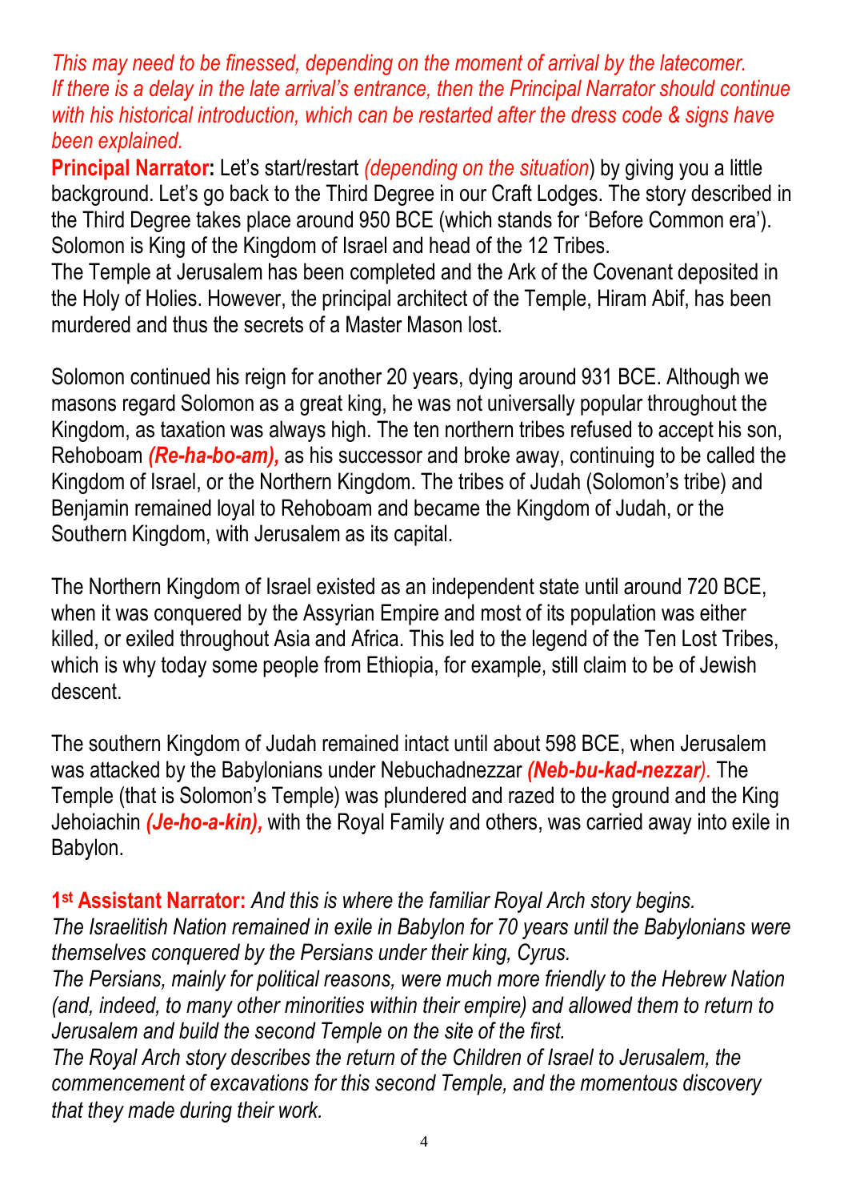*This may need to be finessed, depending on the moment of arrival by the latecomer. If there is a delay in the late arrival's entrance, then the Principal Narrator should continue with his historical introduction, which can be restarted after the dress code & signs have been explained.*

**Principal Narrator:** Let's start/restart *(depending on the situation*) by giving you a little background. Let's go back to the Third Degree in our Craft Lodges. The story described in the Third Degree takes place around 950 BCE (which stands for 'Before Common era'). Solomon is King of the Kingdom of Israel and head of the 12 Tribes.

The Temple at Jerusalem has been completed and the Ark of the Covenant deposited in the Holy of Holies. However, the principal architect of the Temple, Hiram Abif, has been murdered and thus the secrets of a Master Mason lost.

Solomon continued his reign for another 20 years, dying around 931 BCE. Although we masons regard Solomon as a great king, he was not universally popular throughout the Kingdom, as taxation was always high. The ten northern tribes refused to accept his son, Rehoboam ***(Re-ha-bo-am),*** as his successor and broke away, continuing to be called the Kingdom of Israel, or the Northern Kingdom. The tribes of Judah (Solomon's tribe) and Benjamin remained loyal to Rehoboam and became the Kingdom of Judah, or the Southern Kingdom, with Jerusalem as its capital.

The Northern Kingdom of Israel existed as an independent state until around 720 BCE, when it was conquered by the Assyrian Empire and most of its population was either killed, or exiled throughout Asia and Africa. This led to the legend of the Ten Lost Tribes, which is why today some people from Ethiopia, for example, still claim to be of Jewish descent.

The southern Kingdom of Judah remained intact until about 598 BCE, when Jerusalem was attacked by the Babylonians under Nebuchadnezzar ***(Neb-bu-kad-nezzar)****.* The Temple (that is Solomon's Temple) was plundered and razed to the ground and the King Jehoiachin ***(Je-ho-a-kin),*** with the Royal Family and others, was carried away into exile in Babylon.

**1st Assistant Narrator:** *And this is where the familiar Royal Arch story begins. The Israelitish Nation remained in exile in Babylon for 70 years until the Babylonians were themselves conquered by the Persians under their king, Cyrus.*
*The Persians, mainly for political reasons, were much more friendly to the Hebrew Nation (and, indeed, to many other minorities within their empire) and allowed them to return to Jerusalem and build the second Temple on the site of the first.*
*The Royal Arch story describes the return of the Children of Israel to Jerusalem, the commencement of excavations for this second Temple, and the momentous discovery that they made during their work.*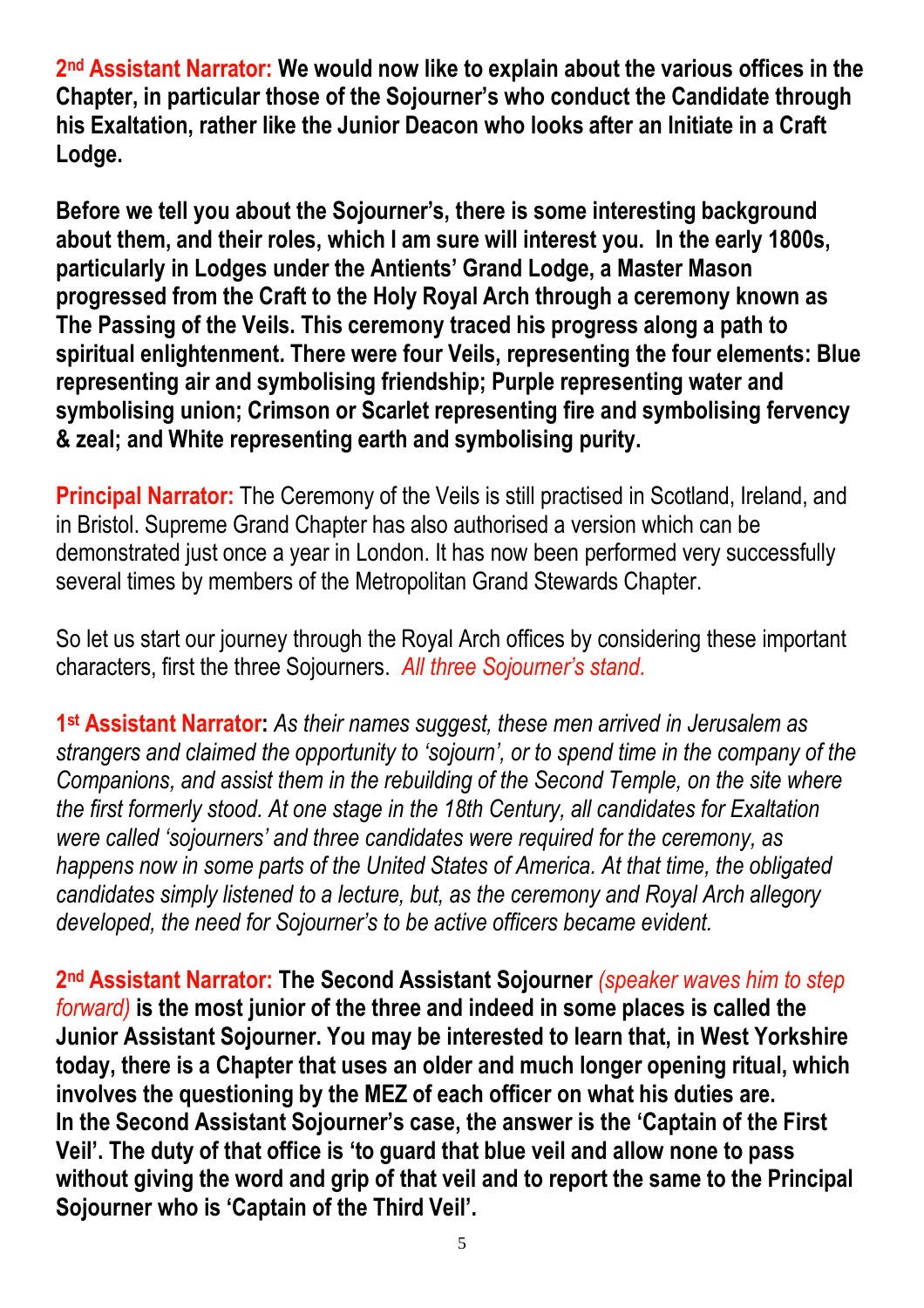**2nd Assistant Narrator: We would now like to explain about the various offices in the Chapter, in particular those of the Sojourner's who conduct the Candidate through his Exaltation, rather like the Junior Deacon who looks after an Initiate in a Craft Lodge.**

**Before we tell you about the Sojourner's, there is some interesting background about them, and their roles, which I am sure will interest you. In the early 1800s, particularly in Lodges under the Antients' Grand Lodge, a Master Mason progressed from the Craft to the Holy Royal Arch through a ceremony known as The Passing of the Veils. This ceremony traced his progress along a path to spiritual enlightenment. There were four Veils, representing the four elements: Blue representing air and symbolising friendship; Purple representing water and symbolising union; Crimson or Scarlet representing fire and symbolising fervency & zeal; and White representing earth and symbolising purity.**

**Principal Narrator:** The Ceremony of the Veils is still practised in Scotland, Ireland, and in Bristol. Supreme Grand Chapter has also authorised a version which can be demonstrated just once a year in London. It has now been performed very successfully several times by members of the Metropolitan Grand Stewards Chapter.

So let us start our journey through the Royal Arch offices by considering these important characters, first the three Sojourners. *All three Sojourner's stand.*

**1st Assistant Narrator:** *As their names suggest, these men arrived in Jerusalem as strangers and claimed the opportunity to 'sojourn', or to spend time in the company of the Companions, and assist them in the rebuilding of the Second Temple, on the site where the first formerly stood. At one stage in the 18th Century, all candidates for Exaltation were called 'sojourners' and three candidates were required for the ceremony, as happens now in some parts of the United States of America. At that time, the obligated candidates simply listened to a lecture, but, as the ceremony and Royal Arch allegory developed, the need for Sojourner's to be active officers became evident.*

**2nd Assistant Narrator: The Second Assistant Sojourner** *(speaker waves him to step forward)* **is the most junior of the three and indeed in some places is called the Junior Assistant Sojourner. You may be interested to learn that, in West Yorkshire today, there is a Chapter that uses an older and much longer opening ritual, which involves the questioning by the MEZ of each officer on what his duties are. In the Second Assistant Sojourner's case, the answer is the 'Captain of the First Veil'. The duty of that office is 'to guard that blue veil and allow none to pass without giving the word and grip of that veil and to report the same to the Principal Sojourner who is 'Captain of the Third Veil'.**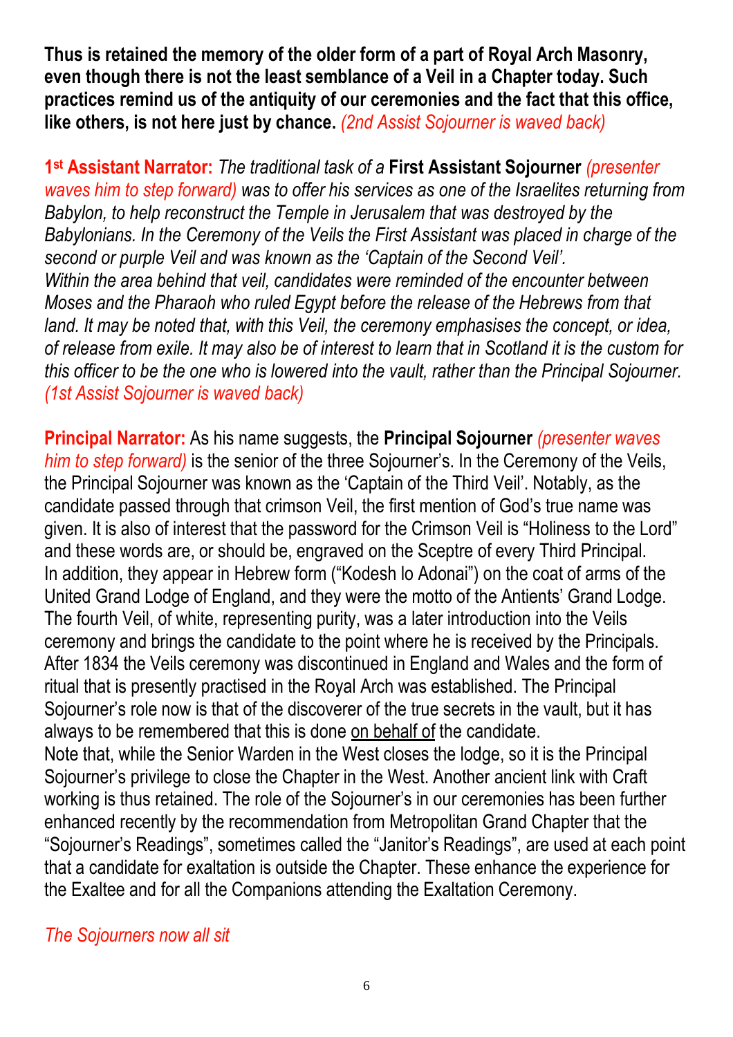**Thus is retained the memory of the older form of a part of Royal Arch Masonry, even though there is not the least semblance of a Veil in a Chapter today. Such practices remind us of the antiquity of our ceremonies and the fact that this office, like others, is not here just by chance.** *(2nd Assist Sojourner is waved back)*

**1st Assistant Narrator:** *The traditional task of a* **First Assistant Sojourner** *(presenter waves him to step forward) was to offer his services as one of the Israelites returning from Babylon, to help reconstruct the Temple in Jerusalem that was destroyed by the Babylonians. In the Ceremony of the Veils the First Assistant was placed in charge of the second or purple Veil and was known as the 'Captain of the Second Veil'.*
*Within the area behind that veil, candidates were reminded of the encounter between Moses and the Pharaoh who ruled Egypt before the release of the Hebrews from that land. It may be noted that, with this Veil, the ceremony emphasises the concept, or idea, of release from exile. It may also be of interest to learn that in Scotland it is the custom for this officer to be the one who is lowered into the vault, rather than the Principal Sojourner. (1st Assist Sojourner is waved back)*

**Principal Narrator:** As his name suggests, the **Principal Sojourner** *(presenter waves him to step forward)* is the senior of the three Sojourner's. In the Ceremony of the Veils, the Principal Sojourner was known as the 'Captain of the Third Veil'. Notably, as the candidate passed through that crimson Veil, the first mention of God's true name was given. It is also of interest that the password for the Crimson Veil is "Holiness to the Lord" and these words are, or should be, engraved on the Sceptre of every Third Principal. In addition, they appear in Hebrew form ("Kodesh lo Adonai") on the coat of arms of the United Grand Lodge of England, and they were the motto of the Antients' Grand Lodge. The fourth Veil, of white, representing purity, was a later introduction into the Veils ceremony and brings the candidate to the point where he is received by the Principals. After 1834 the Veils ceremony was discontinued in England and Wales and the form of ritual that is presently practised in the Royal Arch was established. The Principal Sojourner's role now is that of the discoverer of the true secrets in the vault, but it has always to be remembered that this is done <u>on behalf of</u> the candidate.
Note that, while the Senior Warden in the West closes the lodge, so it is the Principal Sojourner's privilege to close the Chapter in the West. Another ancient link with Craft working is thus retained. The role of the Sojourner's in our ceremonies has been further enhanced recently by the recommendation from Metropolitan Grand Chapter that the "Sojourner's Readings", sometimes called the "Janitor's Readings", are used at each point that a candidate for exaltation is outside the Chapter. These enhance the experience for the Exaltee and for all the Companions attending the Exaltation Ceremony.

*The Sojourners now all sit*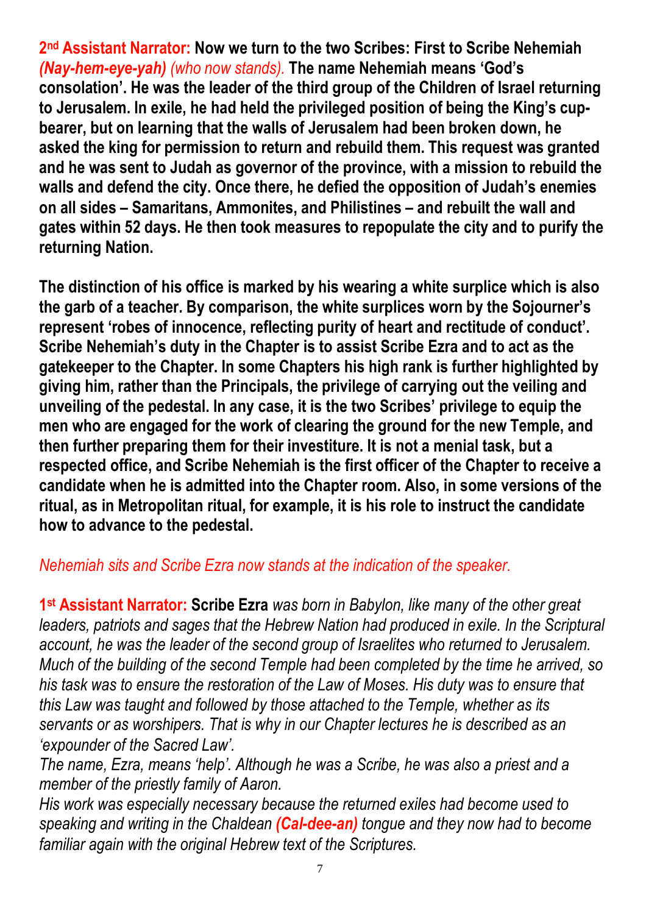**2nd Assistant Narrator: Now we turn to the two Scribes: First to Scribe Nehemiah** ***(Nay-hem-eye-yah)*** *(who now stands).* **The name Nehemiah means 'God's consolation'. He was the leader of the third group of the Children of Israel returning to Jerusalem. In exile, he had held the privileged position of being the King's cup-bearer, but on learning that the walls of Jerusalem had been broken down, he asked the king for permission to return and rebuild them. This request was granted and he was sent to Judah as governor of the province, with a mission to rebuild the walls and defend the city. Once there, he defied the opposition of Judah's enemies on all sides – Samaritans, Ammonites, and Philistines – and rebuilt the wall and gates within 52 days. He then took measures to repopulate the city and to purify the returning Nation.**

**The distinction of his office is marked by his wearing a white surplice which is also the garb of a teacher. By comparison, the white surplices worn by the Sojourner's represent 'robes of innocence, reflecting purity of heart and rectitude of conduct'. Scribe Nehemiah's duty in the Chapter is to assist Scribe Ezra and to act as the gatekeeper to the Chapter. In some Chapters his high rank is further highlighted by giving him, rather than the Principals, the privilege of carrying out the veiling and unveiling of the pedestal. In any case, it is the two Scribes' privilege to equip the men who are engaged for the work of clearing the ground for the new Temple, and then further preparing them for their investiture. It is not a menial task, but a respected office, and Scribe Nehemiah is the first officer of the Chapter to receive a candidate when he is admitted into the Chapter room. Also, in some versions of the ritual, as in Metropolitan ritual, for example, it is his role to instruct the candidate how to advance to the pedestal.**

*Nehemiah sits and Scribe Ezra now stands at the indication of the speaker.*

**1st Assistant Narrator: Scribe Ezra** *was born in Babylon, like many of the other great leaders, patriots and sages that the Hebrew Nation had produced in exile. In the Scriptural account, he was the leader of the second group of Israelites who returned to Jerusalem. Much of the building of the second Temple had been completed by the time he arrived, so his task was to ensure the restoration of the Law of Moses. His duty was to ensure that this Law was taught and followed by those attached to the Temple, whether as its servants or as worshipers. That is why in our Chapter lectures he is described as an 'expounder of the Sacred Law'.*

*The name, Ezra, means 'help'. Although he was a Scribe, he was also a priest and a member of the priestly family of Aaron.*

*His work was especially necessary because the returned exiles had become used to speaking and writing in the Chaldean* ***(Cal-dee-an)*** *tongue and they now had to become familiar again with the original Hebrew text of the Scriptures.*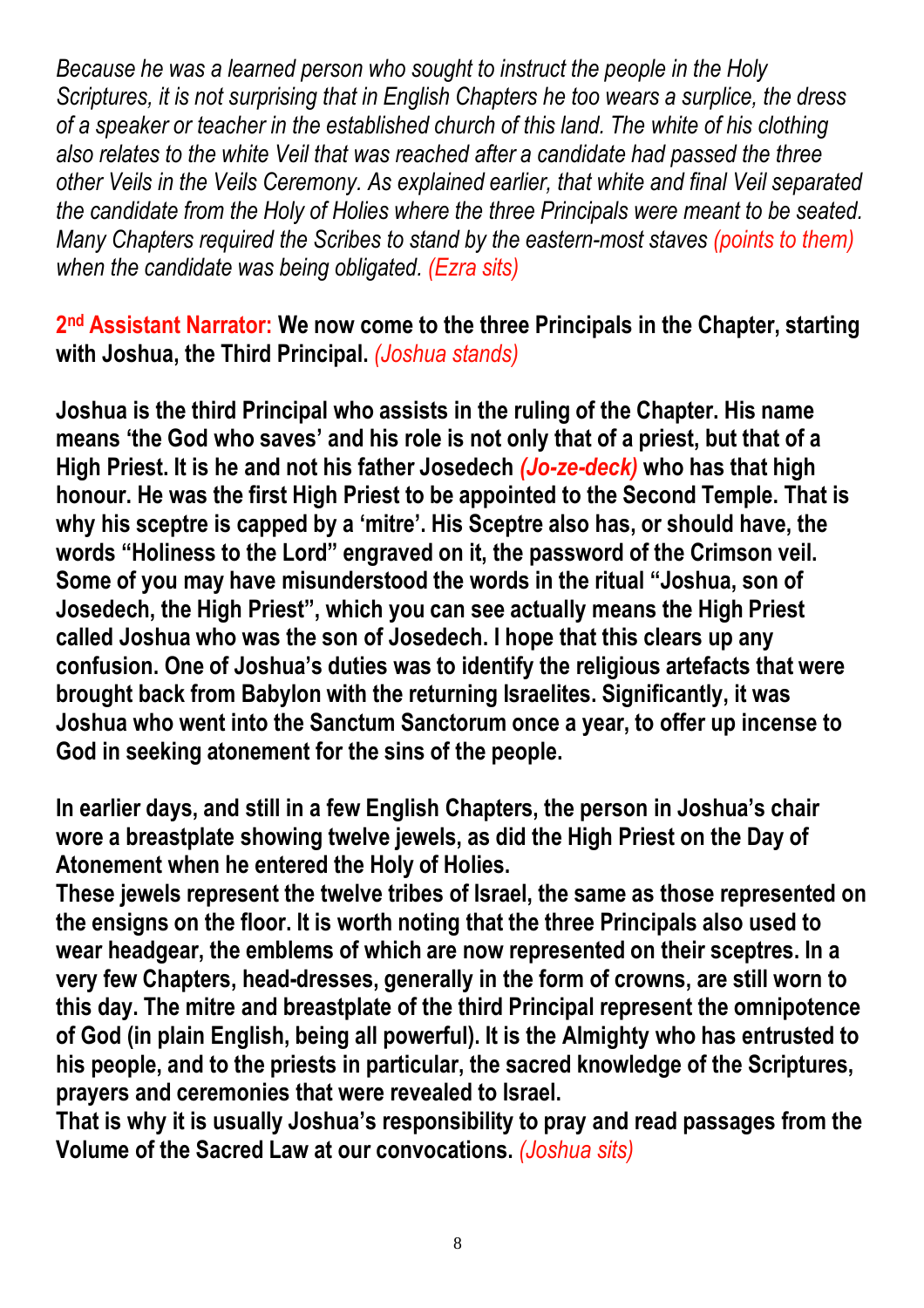*Because he was a learned person who sought to instruct the people in the Holy Scriptures, it is not surprising that in English Chapters he too wears a surplice, the dress of a speaker or teacher in the established church of this land. The white of his clothing also relates to the white Veil that was reached after a candidate had passed the three other Veils in the Veils Ceremony. As explained earlier, that white and final Veil separated the candidate from the Holy of Holies where the three Principals were meant to be seated. Many Chapters required the Scribes to stand by the eastern-most staves (points to them) when the candidate was being obligated. (Ezra sits)*

**2nd Assistant Narrator: We now come to the three Principals in the Chapter, starting with Joshua, the Third Principal.** *(Joshua stands)*

**Joshua is the third Principal who assists in the ruling of the Chapter. His name means 'the God who saves' and his role is not only that of a priest, but that of a High Priest. It is he and not his father Josedech *(Jo-ze-deck)* who has that high honour. He was the first High Priest to be appointed to the Second Temple. That is why his sceptre is capped by a 'mitre'. His Sceptre also has, or should have, the words "Holiness to the Lord" engraved on it, the password of the Crimson veil. Some of you may have misunderstood the words in the ritual "Joshua, son of Josedech, the High Priest", which you can see actually means the High Priest called Joshua who was the son of Josedech. I hope that this clears up any confusion. One of Joshua's duties was to identify the religious artefacts that were brought back from Babylon with the returning Israelites. Significantly, it was Joshua who went into the Sanctum Sanctorum once a year, to offer up incense to God in seeking atonement for the sins of the people.**

**In earlier days, and still in a few English Chapters, the person in Joshua's chair wore a breastplate showing twelve jewels, as did the High Priest on the Day of Atonement when he entered the Holy of Holies.**
**These jewels represent the twelve tribes of Israel, the same as those represented on the ensigns on the floor. It is worth noting that the three Principals also used to wear headgear, the emblems of which are now represented on their sceptres. In a very few Chapters, head-dresses, generally in the form of crowns, are still worn to this day. The mitre and breastplate of the third Principal represent the omnipotence of God (in plain English, being all powerful). It is the Almighty who has entrusted to his people, and to the priests in particular, the sacred knowledge of the Scriptures, prayers and ceremonies that were revealed to Israel.**
**That is why it is usually Joshua's responsibility to pray and read passages from the Volume of the Sacred Law at our convocations.** *(Joshua sits)*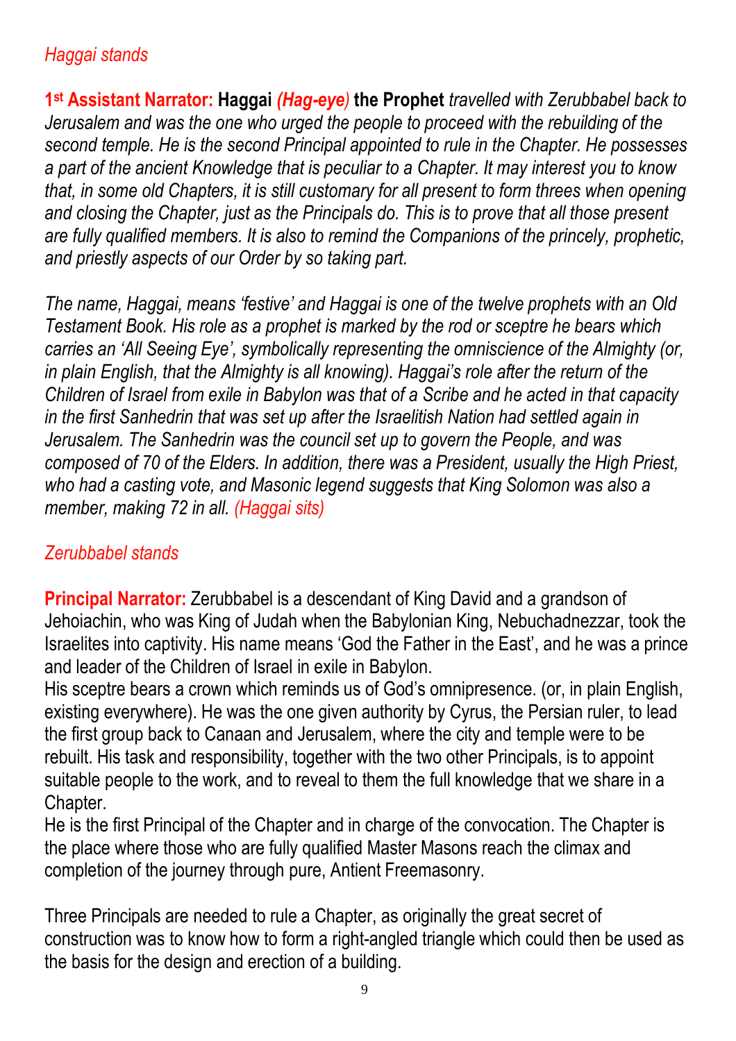*Haggai stands*

**1st Assistant Narrator: Haggai *(Hag-eye)* the Prophet** *travelled with Zerubbabel back to Jerusalem and was the one who urged the people to proceed with the rebuilding of the second temple. He is the second Principal appointed to rule in the Chapter. He possesses a part of the ancient Knowledge that is peculiar to a Chapter. It may interest you to know that, in some old Chapters, it is still customary for all present to form threes when opening and closing the Chapter, just as the Principals do. This is to prove that all those present are fully qualified members. It is also to remind the Companions of the princely, prophetic, and priestly aspects of our Order by so taking part.*

*The name, Haggai, means 'festive' and Haggai is one of the twelve prophets with an Old Testament Book. His role as a prophet is marked by the rod or sceptre he bears which carries an 'All Seeing Eye', symbolically representing the omniscience of the Almighty (or, in plain English, that the Almighty is all knowing). Haggai's role after the return of the Children of Israel from exile in Babylon was that of a Scribe and he acted in that capacity in the first Sanhedrin that was set up after the Israelitish Nation had settled again in Jerusalem. The Sanhedrin was the council set up to govern the People, and was composed of 70 of the Elders. In addition, there was a President, usually the High Priest, who had a casting vote, and Masonic legend suggests that King Solomon was also a member, making 72 in all. (Haggai sits)*

*Zerubbabel stands*

**Principal Narrator:** Zerubbabel is a descendant of King David and a grandson of Jehoiachin, who was King of Judah when the Babylonian King, Nebuchadnezzar, took the Israelites into captivity. His name means 'God the Father in the East', and he was a prince and leader of the Children of Israel in exile in Babylon.
His sceptre bears a crown which reminds us of God's omnipresence. (or, in plain English, existing everywhere). He was the one given authority by Cyrus, the Persian ruler, to lead the first group back to Canaan and Jerusalem, where the city and temple were to be rebuilt. His task and responsibility, together with the two other Principals, is to appoint suitable people to the work, and to reveal to them the full knowledge that we share in a Chapter.
He is the first Principal of the Chapter and in charge of the convocation. The Chapter is the place where those who are fully qualified Master Masons reach the climax and completion of the journey through pure, Antient Freemasonry.

Three Principals are needed to rule a Chapter, as originally the great secret of construction was to know how to form a right-angled triangle which could then be used as the basis for the design and erection of a building.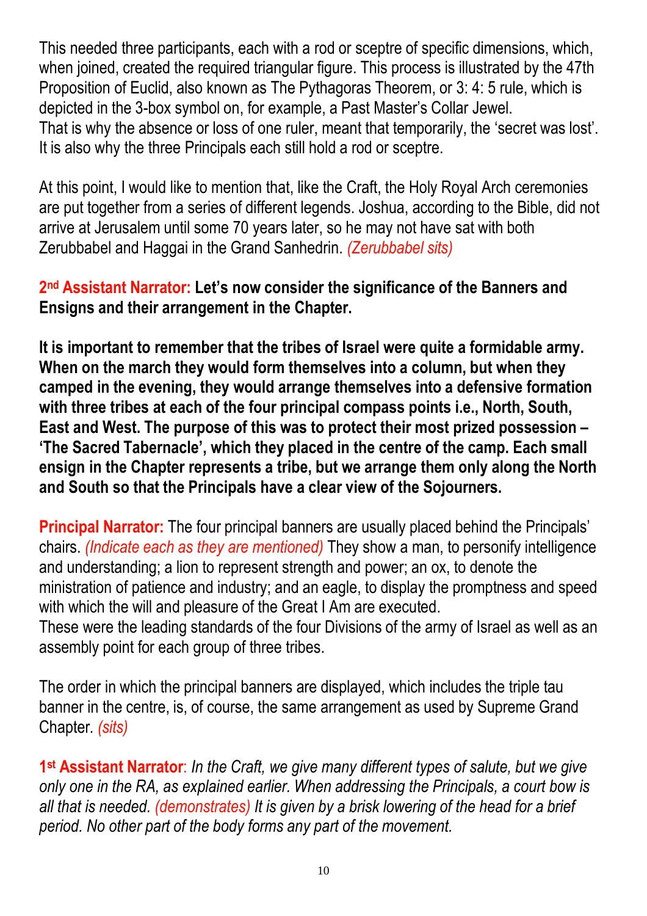This needed three participants, each with a rod or sceptre of specific dimensions, which, when joined, created the required triangular figure. This process is illustrated by the 47th Proposition of Euclid, also known as The Pythagoras Theorem, or 3: 4: 5 rule, which is depicted in the 3-box symbol on, for example, a Past Master's Collar Jewel.
That is why the absence or loss of one ruler, meant that temporarily, the 'secret was lost'. It is also why the three Principals each still hold a rod or sceptre.

At this point, I would like to mention that, like the Craft, the Holy Royal Arch ceremonies are put together from a series of different legends. Joshua, according to the Bible, did not arrive at Jerusalem until some 70 years later, so he may not have sat with both Zerubbabel and Haggai in the Grand Sanhedrin. *(Zerubbabel sits)*

**2nd Assistant Narrator: Let's now consider the significance of the Banners and Ensigns and their arrangement in the Chapter.**

**It is important to remember that the tribes of Israel were quite a formidable army. When on the march they would form themselves into a column, but when they camped in the evening, they would arrange themselves into a defensive formation with three tribes at each of the four principal compass points i.e., North, South, East and West. The purpose of this was to protect their most prized possession – 'The Sacred Tabernacle', which they placed in the centre of the camp. Each small ensign in the Chapter represents a tribe, but we arrange them only along the North and South so that the Principals have a clear view of the Sojourners.**

**Principal Narrator:** The four principal banners are usually placed behind the Principals' chairs. *(Indicate each as they are mentioned)* They show a man, to personify intelligence and understanding; a lion to represent strength and power; an ox, to denote the ministration of patience and industry; and an eagle, to display the promptness and speed with which the will and pleasure of the Great I Am are executed.
These were the leading standards of the four Divisions of the army of Israel as well as an assembly point for each group of three tribes.

The order in which the principal banners are displayed, which includes the triple tau banner in the centre, is, of course, the same arrangement as used by Supreme Grand Chapter. *(sits)*

**1st Assistant Narrator**: *In the Craft, we give many different types of salute, but we give only one in the RA, as explained earlier. When addressing the Principals, a court bow is all that is needed. (demonstrates) It is given by a brisk lowering of the head for a brief period. No other part of the body forms any part of the movement.*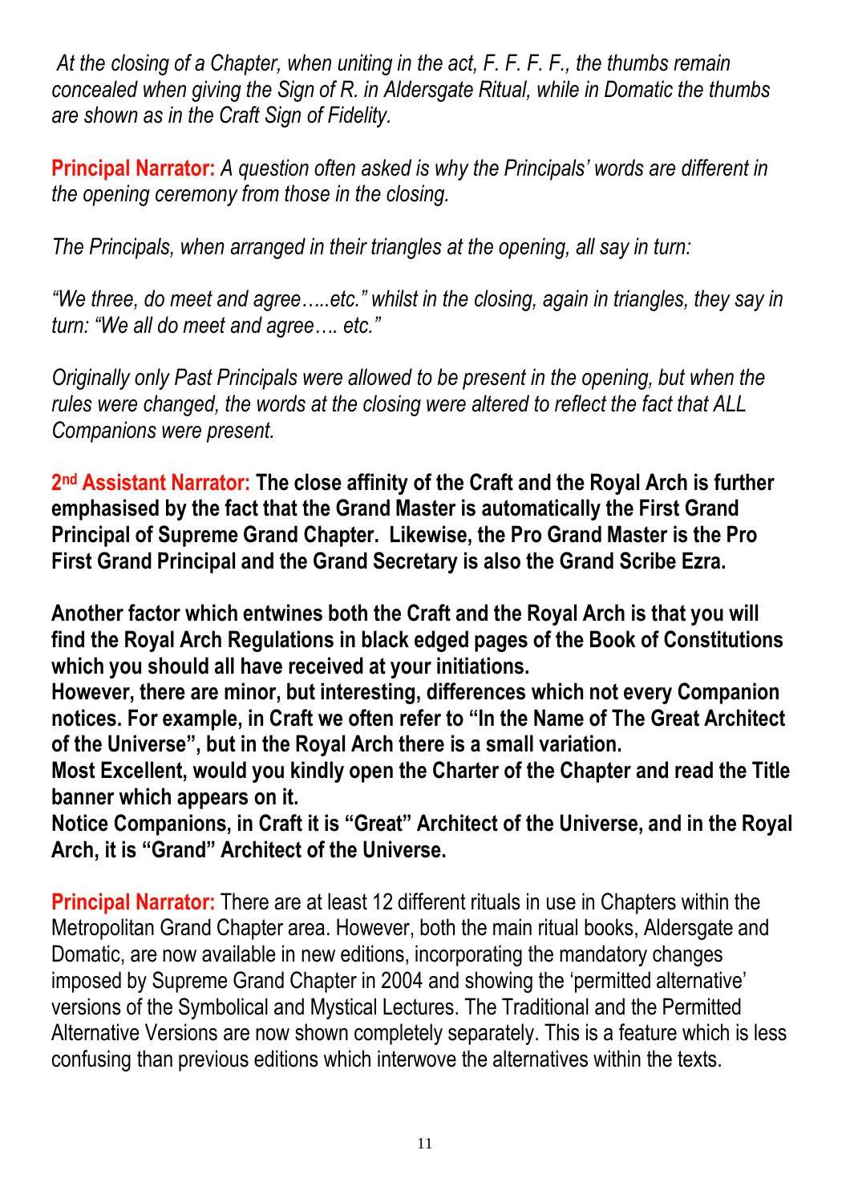*At the closing of a Chapter, when uniting in the act, F. F. F. F., the thumbs remain concealed when giving the Sign of R. in Aldersgate Ritual, while in Domatic the thumbs are shown as in the Craft Sign of Fidelity.*

**Principal Narrator:** *A question often asked is why the Principals' words are different in the opening ceremony from those in the closing.*

*The Principals, when arranged in their triangles at the opening, all say in turn:*

*"We three, do meet and agree…..etc." whilst in the closing, again in triangles, they say in turn: "We all do meet and agree…. etc."*

*Originally only Past Principals were allowed to be present in the opening, but when the rules were changed, the words at the closing were altered to reflect the fact that ALL Companions were present.*

**2nd Assistant Narrator: The close affinity of the Craft and the Royal Arch is further emphasised by the fact that the Grand Master is automatically the First Grand Principal of Supreme Grand Chapter. Likewise, the Pro Grand Master is the Pro First Grand Principal and the Grand Secretary is also the Grand Scribe Ezra.**

**Another factor which entwines both the Craft and the Royal Arch is that you will find the Royal Arch Regulations in black edged pages of the Book of Constitutions which you should all have received at your initiations.**
**However, there are minor, but interesting, differences which not every Companion notices. For example, in Craft we often refer to "In the Name of The Great Architect of the Universe", but in the Royal Arch there is a small variation.**
**Most Excellent, would you kindly open the Charter of the Chapter and read the Title banner which appears on it.**
**Notice Companions, in Craft it is "Great" Architect of the Universe, and in the Royal Arch, it is "Grand" Architect of the Universe.**

**Principal Narrator:** There are at least 12 different rituals in use in Chapters within the Metropolitan Grand Chapter area. However, both the main ritual books, Aldersgate and Domatic, are now available in new editions, incorporating the mandatory changes imposed by Supreme Grand Chapter in 2004 and showing the 'permitted alternative' versions of the Symbolical and Mystical Lectures. The Traditional and the Permitted Alternative Versions are now shown completely separately. This is a feature which is less confusing than previous editions which interwove the alternatives within the texts.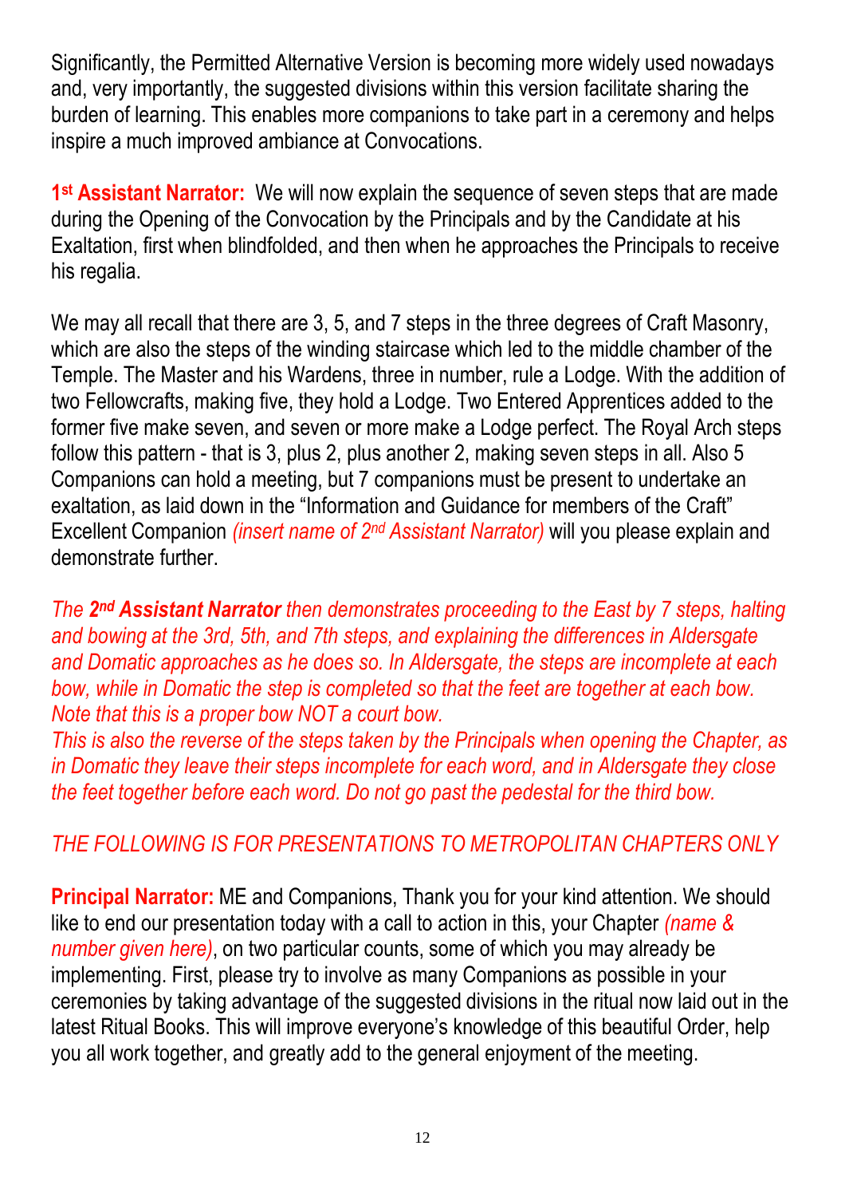Significantly, the Permitted Alternative Version is becoming more widely used nowadays and, very importantly, the suggested divisions within this version facilitate sharing the burden of learning. This enables more companions to take part in a ceremony and helps inspire a much improved ambiance at Convocations.

**1st Assistant Narrator:** We will now explain the sequence of seven steps that are made during the Opening of the Convocation by the Principals and by the Candidate at his Exaltation, first when blindfolded, and then when he approaches the Principals to receive his regalia.

We may all recall that there are 3, 5, and 7 steps in the three degrees of Craft Masonry, which are also the steps of the winding staircase which led to the middle chamber of the Temple. The Master and his Wardens, three in number, rule a Lodge. With the addition of two Fellowcrafts, making five, they hold a Lodge. Two Entered Apprentices added to the former five make seven, and seven or more make a Lodge perfect. The Royal Arch steps follow this pattern - that is 3, plus 2, plus another 2, making seven steps in all. Also 5 Companions can hold a meeting, but 7 companions must be present to undertake an exaltation, as laid down in the "Information and Guidance for members of the Craft" Excellent Companion *(insert name of 2nd Assistant Narrator)* will you please explain and demonstrate further.

*The **2nd Assistant Narrator** then demonstrates proceeding to the East by 7 steps, halting and bowing at the 3rd, 5th, and 7th steps, and explaining the differences in Aldersgate and Domatic approaches as he does so. In Aldersgate, the steps are incomplete at each bow, while in Domatic the step is completed so that the feet are together at each bow. Note that this is a proper bow NOT a court bow.*
*This is also the reverse of the steps taken by the Principals when opening the Chapter, as in Domatic they leave their steps incomplete for each word, and in Aldersgate they close the feet together before each word. Do not go past the pedestal for the third bow.*

*THE FOLLOWING IS FOR PRESENTATIONS TO METROPOLITAN CHAPTERS ONLY*

**Principal Narrator:** ME and Companions, Thank you for your kind attention. We should like to end our presentation today with a call to action in this, your Chapter *(name & number given here)*, on two particular counts, some of which you may already be implementing. First, please try to involve as many Companions as possible in your ceremonies by taking advantage of the suggested divisions in the ritual now laid out in the latest Ritual Books. This will improve everyone's knowledge of this beautiful Order, help you all work together, and greatly add to the general enjoyment of the meeting.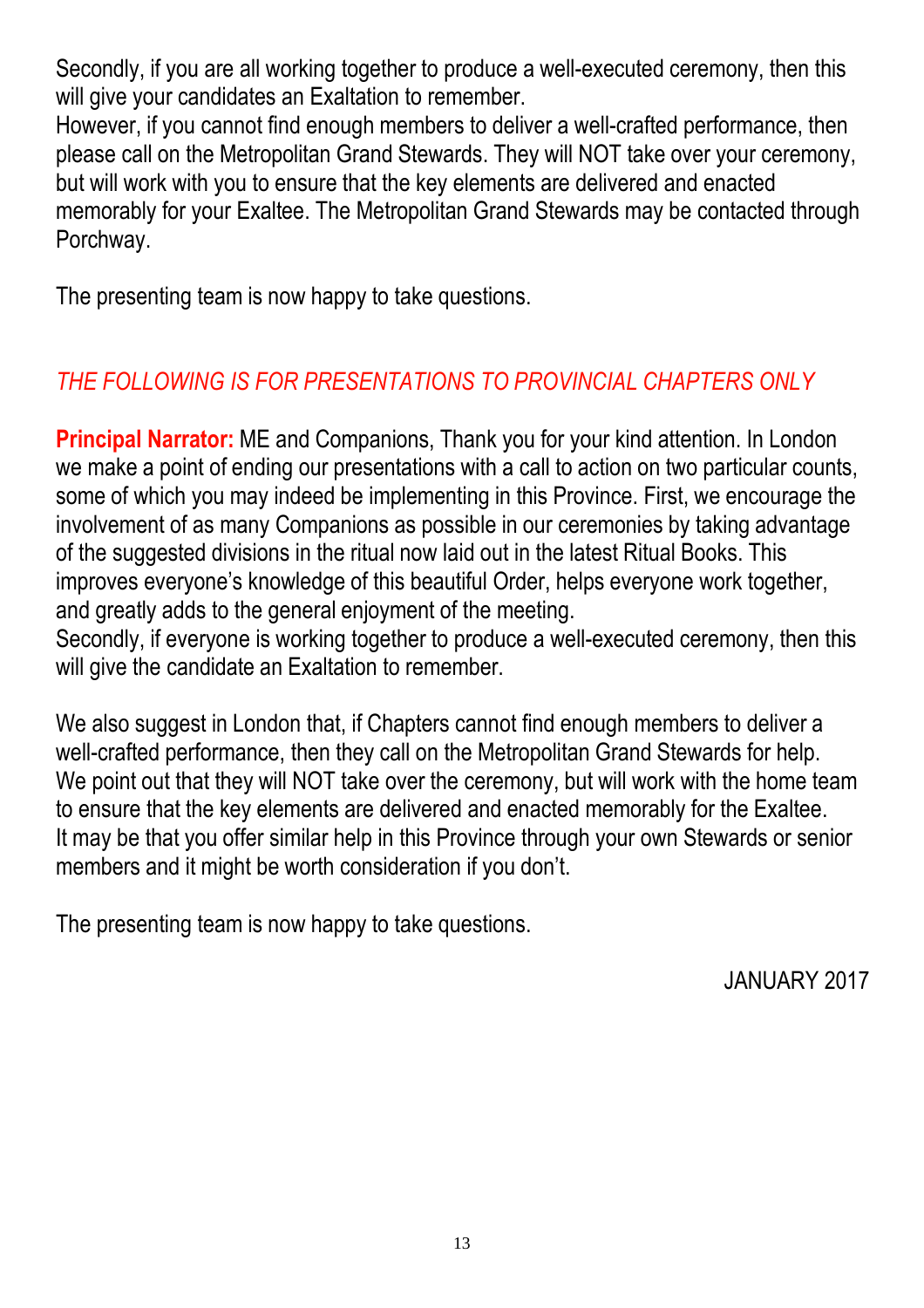Secondly, if you are all working together to produce a well-executed ceremony, then this will give your candidates an Exaltation to remember.
However, if you cannot find enough members to deliver a well-crafted performance, then please call on the Metropolitan Grand Stewards. They will NOT take over your ceremony, but will work with you to ensure that the key elements are delivered and enacted memorably for your Exaltee. The Metropolitan Grand Stewards may be contacted through Porchway.

The presenting team is now happy to take questions.

*THE FOLLOWING IS FOR PRESENTATIONS TO PROVINCIAL CHAPTERS ONLY*

**Principal Narrator:** ME and Companions, Thank you for your kind attention. In London we make a point of ending our presentations with a call to action on two particular counts, some of which you may indeed be implementing in this Province. First, we encourage the involvement of as many Companions as possible in our ceremonies by taking advantage of the suggested divisions in the ritual now laid out in the latest Ritual Books. This improves everyone's knowledge of this beautiful Order, helps everyone work together, and greatly adds to the general enjoyment of the meeting.
Secondly, if everyone is working together to produce a well-executed ceremony, then this will give the candidate an Exaltation to remember.

We also suggest in London that, if Chapters cannot find enough members to deliver a well-crafted performance, then they call on the Metropolitan Grand Stewards for help. We point out that they will NOT take over the ceremony, but will work with the home team to ensure that the key elements are delivered and enacted memorably for the Exaltee. It may be that you offer similar help in this Province through your own Stewards or senior members and it might be worth consideration if you don't.

The presenting team is now happy to take questions.

JANUARY 2017